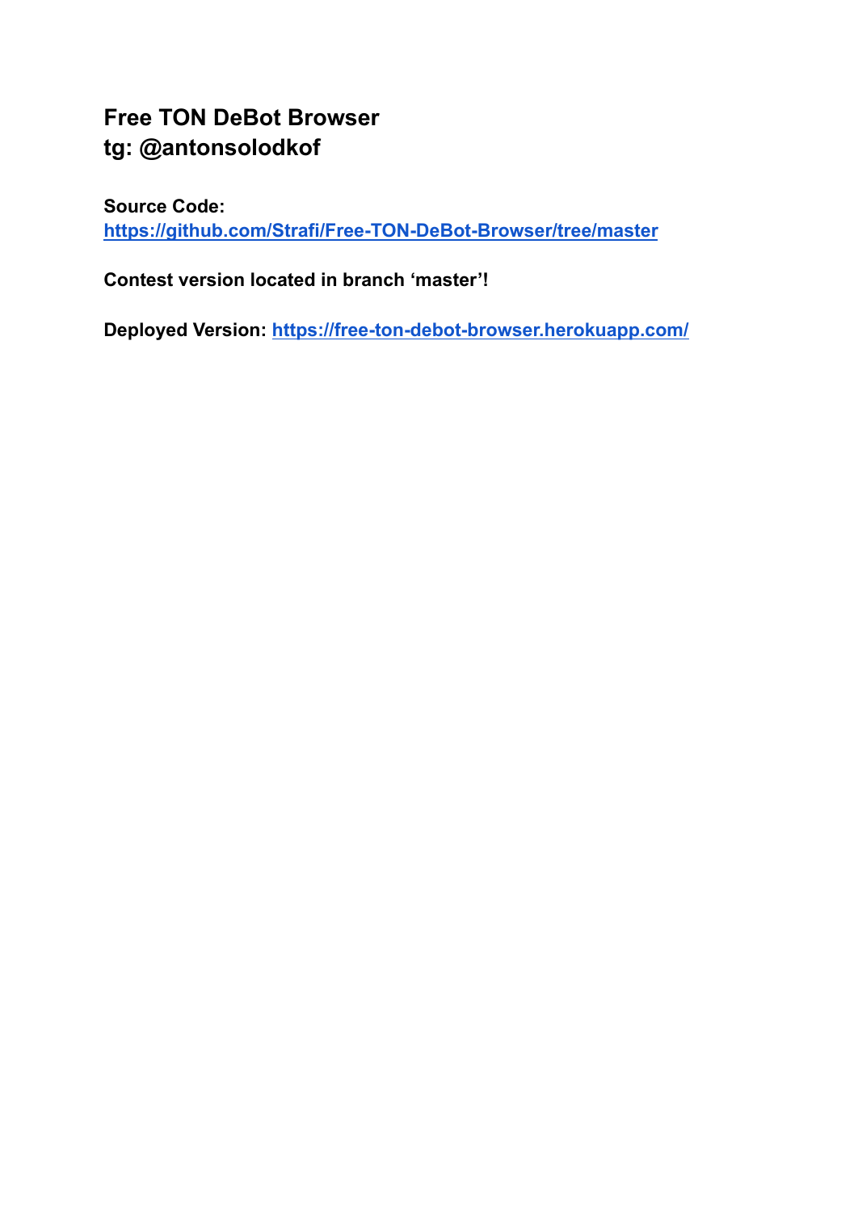# Free TON DeBot Browser
# tg: @antonsolodkof

**Source Code:**
**https://github.com/Strafi/Free-TON-DeBot-Browser/tree/master**

**Contest version located in branch 'master'!**

**Deployed Version: https://free-ton-debot-browser.herokuapp.com/**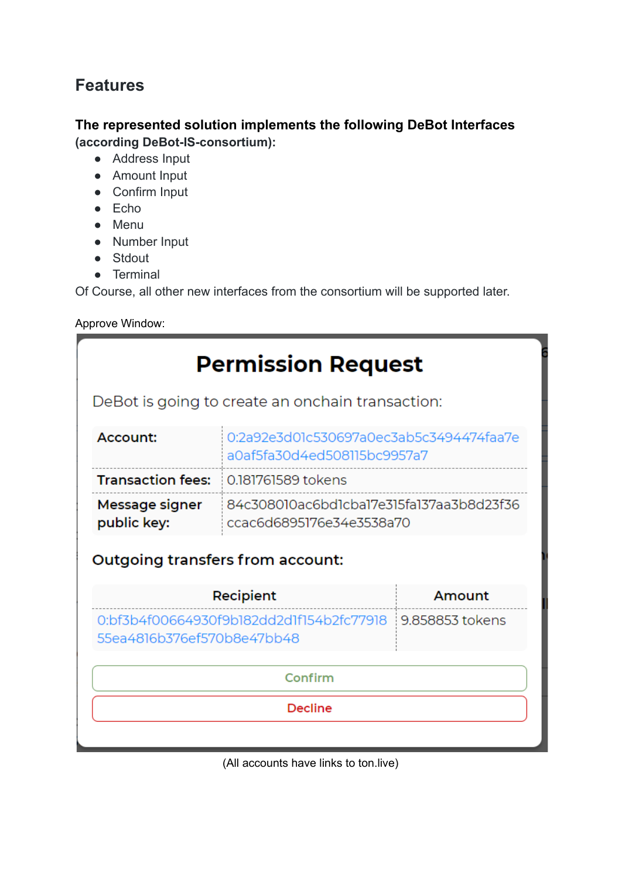## Features

**The represented solution implements the following DeBot Interfaces (according DeBot-IS-consortium):**

- Address Input
- Amount Input
- Confirm Input
- Echo
- Menu
- Number Input
- Stdout
- Terminal

Of Course, all other new interfaces from the consortium will be supported later.

Approve Window:

# Permission Request

DeBot is going to create an onchain transaction:

| | |
|---|---|
| **Account:** | 0:2a92e3d01c530697a0ec3ab5c3494474faa7ea0af5fa30d4ed508115bc9957a7 |
| **Transaction fees:** | 0.181761589 tokens |
| **Message signer public key:** | 84c308010ac6bd1cba17e315fa137aa3b8d23f36ccac6d6895176e34e3538a70 |

**Outgoing transfers from account:**

| Recipient | Amount |
|---|---|
| 0:bf3b4f00664930f9b182dd2d1f154b2fc7791855ea4816b376ef570b8e47bb48 | 9.858853 tokens |

Confirm

Decline

(All accounts have links to ton.live)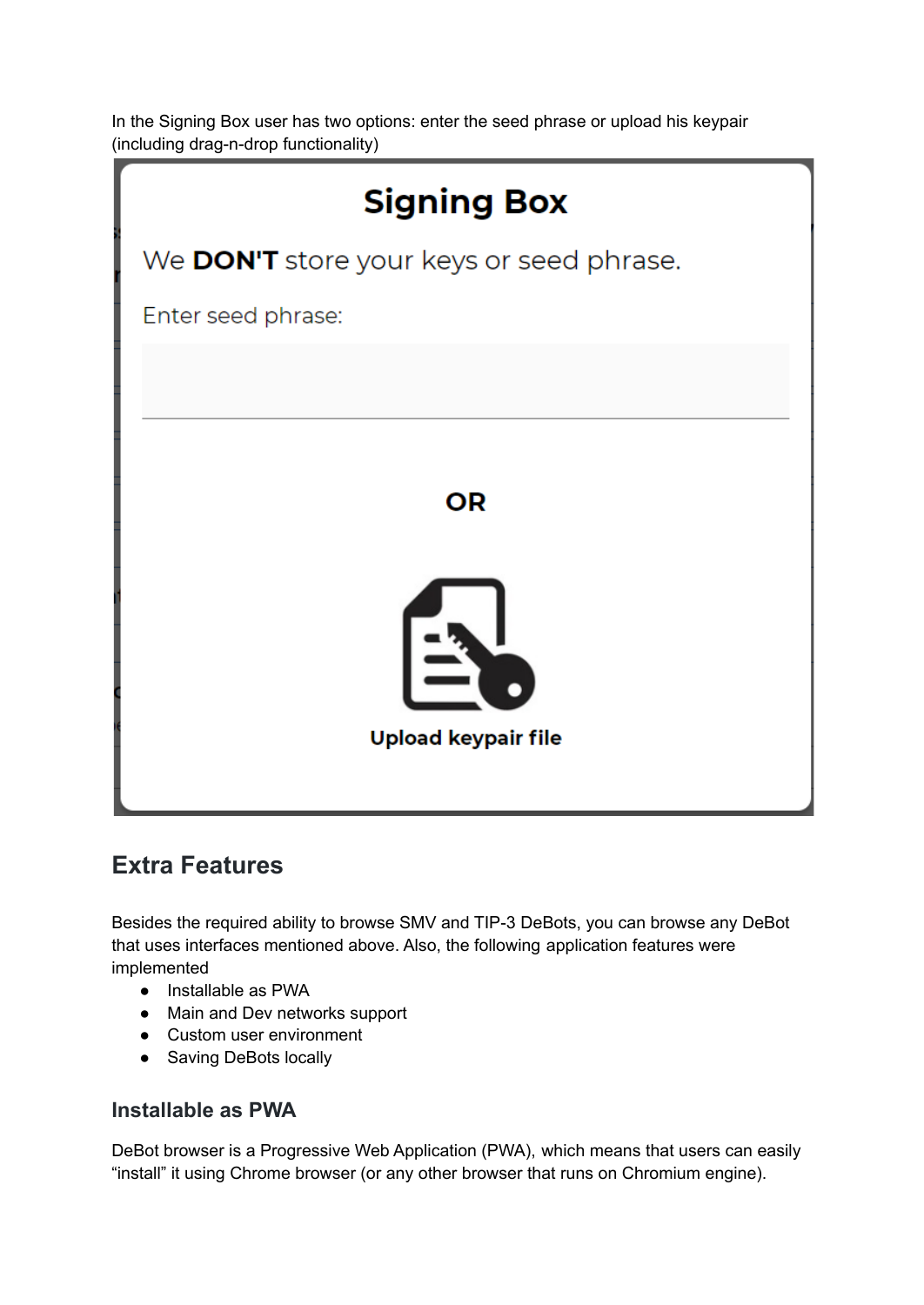In the Signing Box user has two options: enter the seed phrase or upload his keypair (including drag-n-drop functionality)

**Signing Box**

We **DON'T** store your keys or seed phrase.

Enter seed phrase:

**OR**

**Upload keypair file**

## Extra Features

Besides the required ability to browse SMV and TIP-3 DeBots, you can browse any DeBot that uses interfaces mentioned above. Also, the following application features were implemented

- Installable as PWA
- Main and Dev networks support
- Custom user environment
- Saving DeBots locally

### Installable as PWA

DeBot browser is a Progressive Web Application (PWA), which means that users can easily “install” it using Chrome browser (or any other browser that runs on Chromium engine).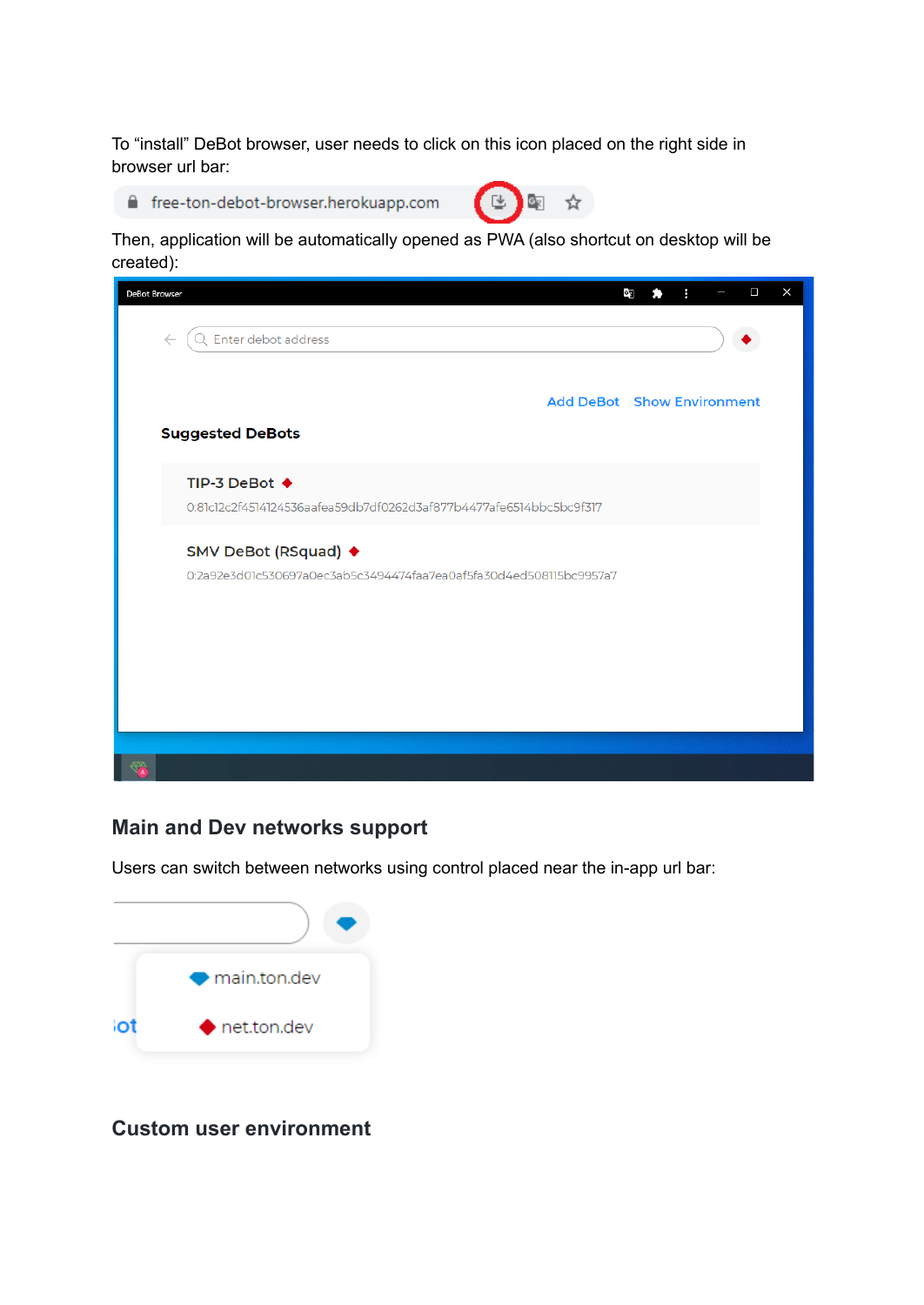To “install” DeBot browser, user needs to click on this icon placed on the right side in browser url bar:

Then, application will be automatically opened as PWA (also shortcut on desktop will be created):

## Main and Dev networks support

Users can switch between networks using control placed near the in-app url bar:

## Custom user environment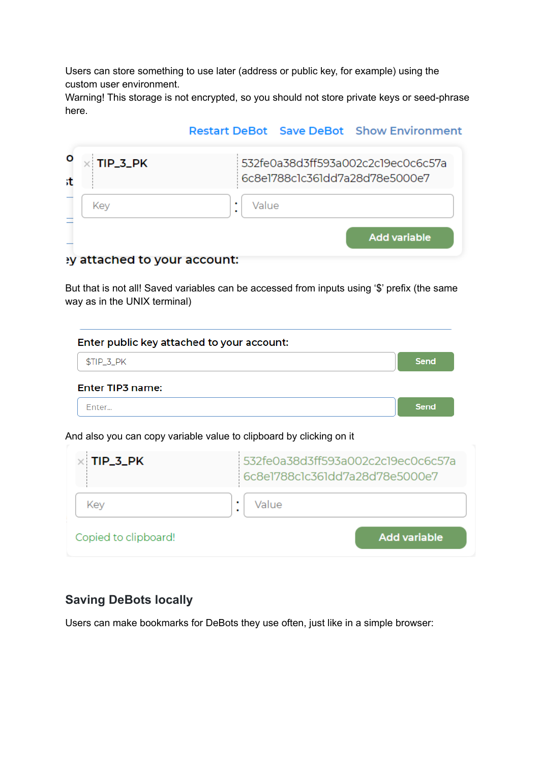Users can store something to use later (address or public key, for example) using the custom user environment.
Warning! This storage is not encrypted, so you should not store private keys or seed-phrase here.

Restart DeBot   Save DeBot   Show Environment

| TIP_3_PK | 532fe0a38d3ff593a002c2c19ec0c6c57a6c8e1788c1c361dd7a28d78e5000e7 |
|---|---|

Key : Value

Add variable

But that is not all! Saved variables can be accessed from inputs using ‘$’ prefix (the same way as in the UNIX terminal)

**Enter public key attached to your account:**

$TIP_3_PK    Send

**Enter TIP3 name:**

Enter...    Send

And also you can copy variable value to clipboard by clicking on it

| TIP_3_PK | 532fe0a38d3ff593a002c2c19ec0c6c57a6c8e1788c1c361dd7a28d78e5000e7 |
|---|---|

Key : Value

Copied to clipboard!    Add variable

## Saving DeBots locally

Users can make bookmarks for DeBots they use often, just like in a simple browser: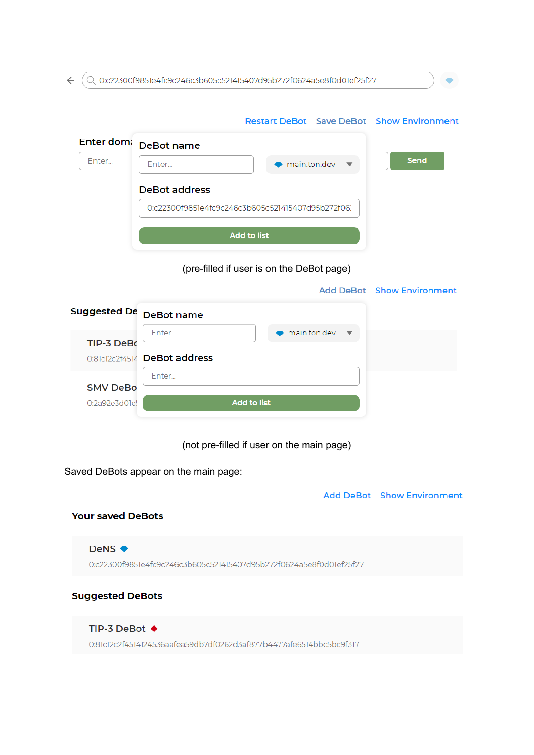0:c22300f9851e4fc9c246c3b605c521415407d95b272f0624a5e8f0d01ef25f27

Restart DeBot Save DeBot Show Environment

Enter domain

Enter... Send

**DeBot name**

Enter... main.ton.dev

**DeBot address**

0:c22300f9851e4fc9c246c3b605c521415407d95b272f06...

Add to list

(pre-filled if user is on the DeBot page)

Add DeBot Show Environment

**Suggested DeBots**

TIP-3 DeBot

0:81c12c2f4514...

SMV DeBot

0:2a92e3d01c...

**DeBot name**

Enter... main.ton.dev

**DeBot address**

Enter...

Add to list

(not pre-filled if user on the main page)

Saved DeBots appear on the main page:

Add DeBot Show Environment

**Your saved DeBots**

DeNS

0:c22300f9851e4fc9c246c3b605c521415407d95b272f0624a5e8f0d01ef25f27

**Suggested DeBots**

TIP-3 DeBot

0:81c12c2f4514124536aafea59db7df0262d3af877b4477afe6514bbc5bc9f317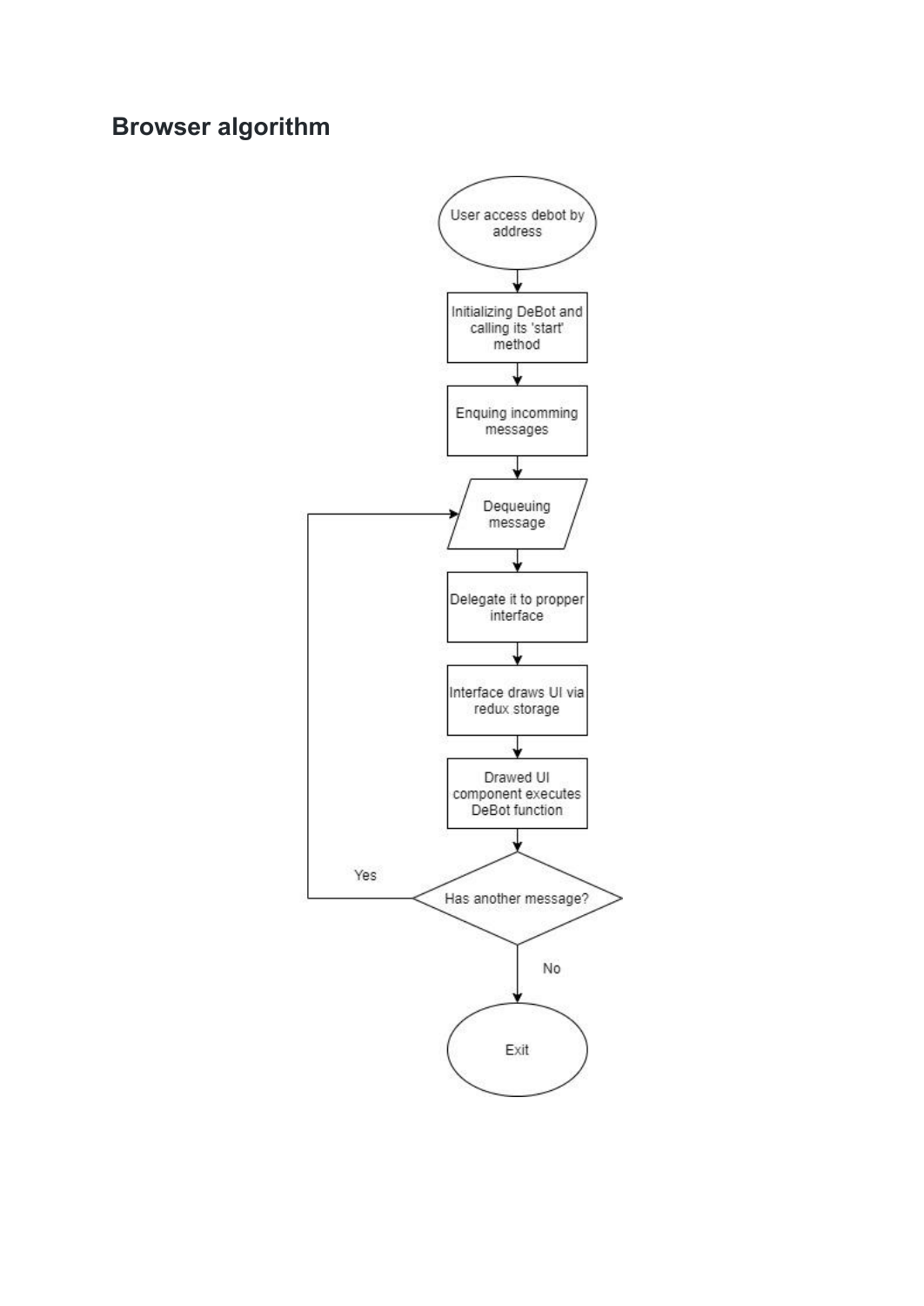## Browser algorithm

User access debot by address

Initializing DeBot and calling its 'start' method

Enquing incomming messages

Dequeuing message

Delegate it to propper interface

Interface draws UI via redux storage

Drawed UI component executes DeBot function

Has another message?

Yes

No

Exit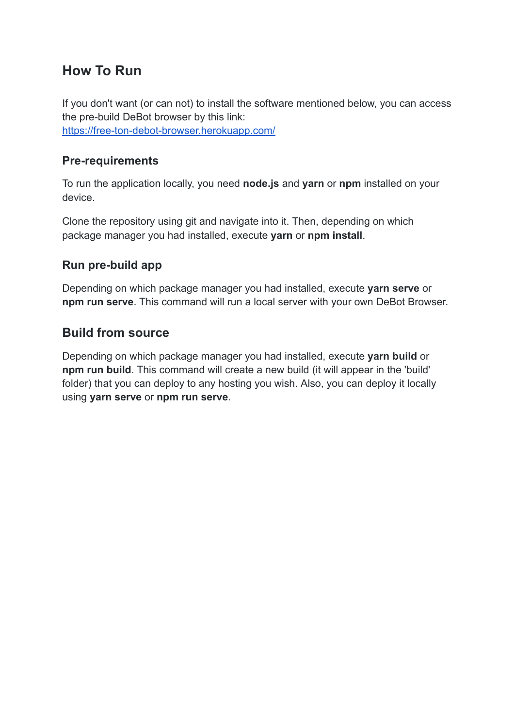## How To Run

If you don't want (or can not) to install the software mentioned below, you can access the pre-build DeBot browser by this link:
[https://free-ton-debot-browser.herokuapp.com/](https://free-ton-debot-browser.herokuapp.com/)

### Pre-requirements

To run the application locally, you need **node.js** and **yarn** or **npm** installed on your device.

Clone the repository using git and navigate into it. Then, depending on which package manager you had installed, execute **yarn** or **npm install**.

### Run pre-build app

Depending on which package manager you had installed, execute **yarn serve** or **npm run serve**. This command will run a local server with your own DeBot Browser.

### Build from source

Depending on which package manager you had installed, execute **yarn build** or **npm run build**. This command will create a new build (it will appear in the 'build' folder) that you can deploy to any hosting you wish. Also, you can deploy it locally using **yarn serve** or **npm run serve**.